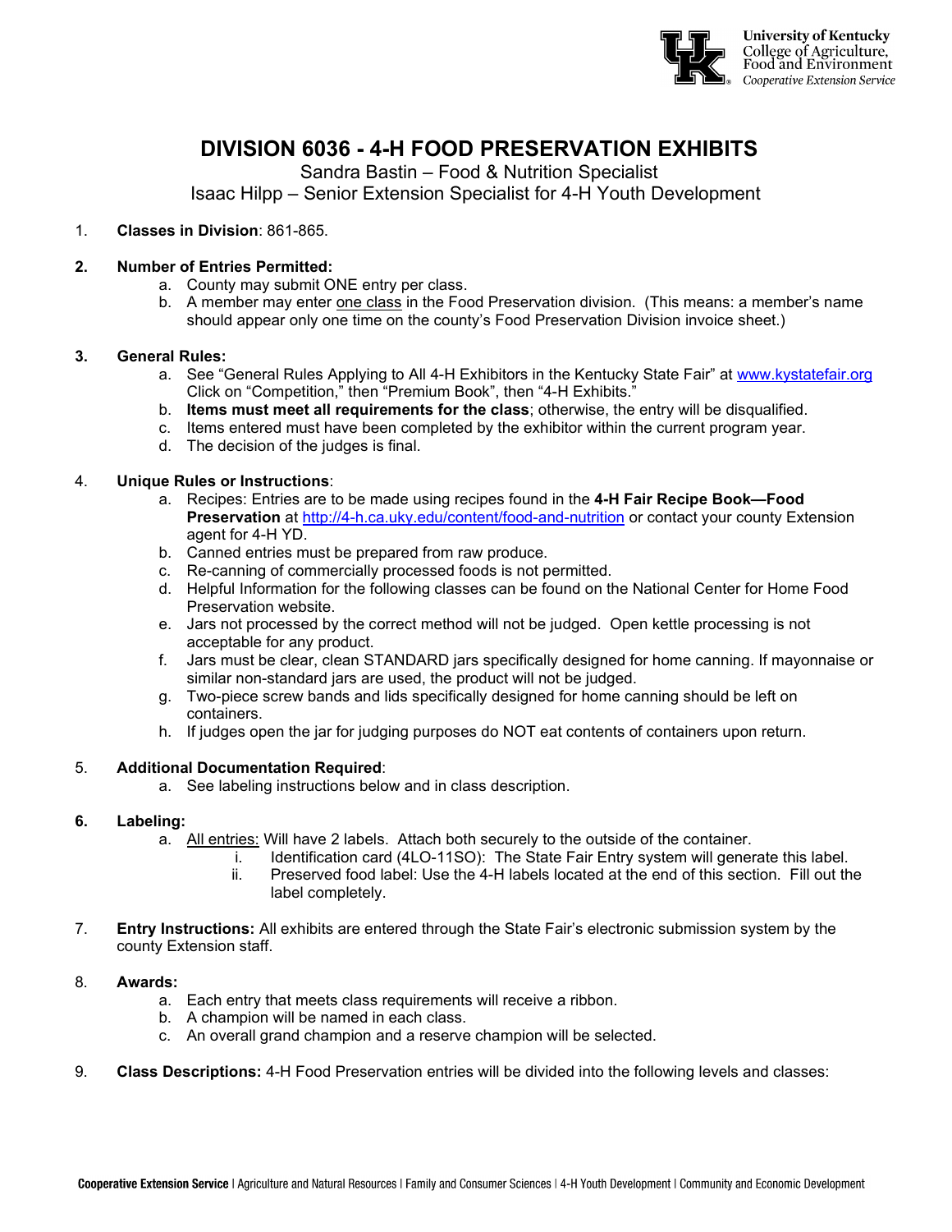University of Kentucky
College of Agriculture, Food and Environment
*Cooperative Extension Service*

# DIVISION 6036 - 4-H FOOD PRESERVATION EXHIBITS

Sandra Bastin – Food & Nutrition Specialist
Isaac Hilpp – Senior Extension Specialist for 4-H Youth Development

1. **Classes in Division**: 861-865.

2. **Number of Entries Permitted:**
   a. County may submit ONE entry per class.
   b. A member may enter one class in the Food Preservation division. (This means: a member's name should appear only one time on the county's Food Preservation Division invoice sheet.)

3. **General Rules:**
   a. See "General Rules Applying to All 4-H Exhibitors in the Kentucky State Fair" at www.kystatefair.org Click on "Competition," then "Premium Book", then "4-H Exhibits."
   b. **Items must meet all requirements for the class**; otherwise, the entry will be disqualified.
   c. Items entered must have been completed by the exhibitor within the current program year.
   d. The decision of the judges is final.

4. **Unique Rules or Instructions**:
   a. Recipes: Entries are to be made using recipes found in the **4-H Fair Recipe Book—Food Preservation** at http://4-h.ca.uky.edu/content/food-and-nutrition or contact your county Extension agent for 4-H YD.
   b. Canned entries must be prepared from raw produce.
   c. Re-canning of commercially processed foods is not permitted.
   d. Helpful Information for the following classes can be found on the National Center for Home Food Preservation website.
   e. Jars not processed by the correct method will not be judged. Open kettle processing is not acceptable for any product.
   f. Jars must be clear, clean STANDARD jars specifically designed for home canning. If mayonnaise or similar non-standard jars are used, the product will not be judged.
   g. Two-piece screw bands and lids specifically designed for home canning should be left on containers.
   h. If judges open the jar for judging purposes do NOT eat contents of containers upon return.

5. **Additional Documentation Required**:
   a. See labeling instructions below and in class description.

6. **Labeling:**
   a. All entries: Will have 2 labels. Attach both securely to the outside of the container.
      i. Identification card (4LO-11SO): The State Fair Entry system will generate this label.
      ii. Preserved food label: Use the 4-H labels located at the end of this section. Fill out the label completely.

7. **Entry Instructions:** All exhibits are entered through the State Fair's electronic submission system by the county Extension staff.

8. **Awards:**
   a. Each entry that meets class requirements will receive a ribbon.
   b. A champion will be named in each class.
   c. An overall grand champion and a reserve champion will be selected.

9. **Class Descriptions:** 4-H Food Preservation entries will be divided into the following levels and classes: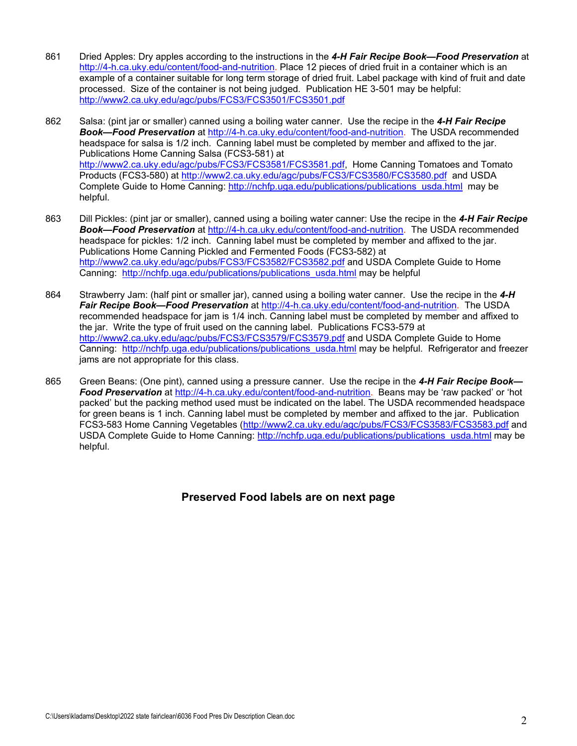861 Dried Apples: Dry apples according to the instructions in the ***4-H Fair Recipe Book—Food Preservation*** at http://4-h.ca.uky.edu/content/food-and-nutrition. Place 12 pieces of dried fruit in a container which is an example of a container suitable for long term storage of dried fruit. Label package with kind of fruit and date processed. Size of the container is not being judged. Publication HE 3-501 may be helpful: http://www2.ca.uky.edu/agc/pubs/FCS3/FCS3501/FCS3501.pdf

862 Salsa: (pint jar or smaller) canned using a boiling water canner. Use the recipe in the ***4-H Fair Recipe Book—Food Preservation*** at http://4-h.ca.uky.edu/content/food-and-nutrition. The USDA recommended headspace for salsa is 1/2 inch. Canning label must be completed by member and affixed to the jar. Publications Home Canning Salsa (FCS3-581) at http://www2.ca.uky.edu/agc/pubs/FCS3/FCS3581/FCS3581.pdf, Home Canning Tomatoes and Tomato Products (FCS3-580) at http://www2.ca.uky.edu/agc/pubs/FCS3/FCS3580/FCS3580.pdf and USDA Complete Guide to Home Canning: http://nchfp.uga.edu/publications/publications_usda.html may be helpful.

863 Dill Pickles: (pint jar or smaller), canned using a boiling water canner: Use the recipe in the ***4-H Fair Recipe Book—Food Preservation*** at http://4-h.ca.uky.edu/content/food-and-nutrition. The USDA recommended headspace for pickles: 1/2 inch. Canning label must be completed by member and affixed to the jar. Publications Home Canning Pickled and Fermented Foods (FCS3-582) at http://www2.ca.uky.edu/agc/pubs/FCS3/FCS3582/FCS3582.pdf and USDA Complete Guide to Home Canning: http://nchfp.uga.edu/publications/publications_usda.html may be helpful

864 Strawberry Jam: (half pint or smaller jar), canned using a boiling water canner. Use the recipe in the ***4-H Fair Recipe Book—Food Preservation*** at http://4-h.ca.uky.edu/content/food-and-nutrition. The USDA recommended headspace for jam is 1/4 inch. Canning label must be completed by member and affixed to the jar. Write the type of fruit used on the canning label. Publications FCS3-579 at http://www2.ca.uky.edu/agc/pubs/FCS3/FCS3579/FCS3579.pdf and USDA Complete Guide to Home Canning: http://nchfp.uga.edu/publications/publications_usda.html may be helpful. Refrigerator and freezer jams are not appropriate for this class.

865 Green Beans: (One pint), canned using a pressure canner. Use the recipe in the ***4-H Fair Recipe Book—Food Preservation*** at http://4-h.ca.uky.edu/content/food-and-nutrition. Beans may be 'raw packed' or 'hot packed' but the packing method used must be indicated on the label. The USDA recommended headspace for green beans is 1 inch. Canning label must be completed by member and affixed to the jar. Publication FCS3-583 Home Canning Vegetables (http://www2.ca.uky.edu/agc/pubs/FCS3/FCS3583/FCS3583.pdf and USDA Complete Guide to Home Canning: http://nchfp.uga.edu/publications/publications_usda.html may be helpful.

**Preserved Food labels are on next page**

C:\Users\kladams\Desktop\2022 state fair\clean\6036 Food Pres Div Description Clean.doc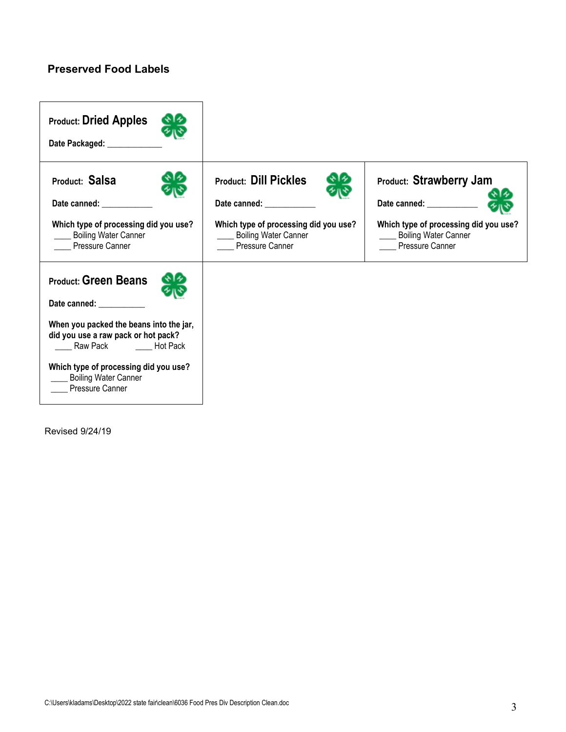## Preserved Food Labels

**Product: Dried Apples**

**Date Packaged:** ____________

---

**Product: Salsa**

**Date canned:** ___________

**Which type of processing did you use?**

____ Boiling Water Canner
____ Pressure Canner

---

**Product: Dill Pickles**

**Date canned:** ___________

**Which type of processing did you use?**

____ Boiling Water Canner
____ Pressure Canner

---

**Product: Strawberry Jam**

**Date canned:** ___________

**Which type of processing did you use?**

____ Boiling Water Canner
____ Pressure Canner

---

**Product: Green Beans**

**Date canned:** __________

**When you packed the beans into the jar, did you use a raw pack or hot pack?**

____ Raw Pack ____ Hot Pack

**Which type of processing did you use?**

____ Boiling Water Canner
____ Pressure Canner

---

Revised 9/24/19

C:\Users\kladams\Desktop\2022 state fair\clean\6036 Food Pres Div Description Clean.doc